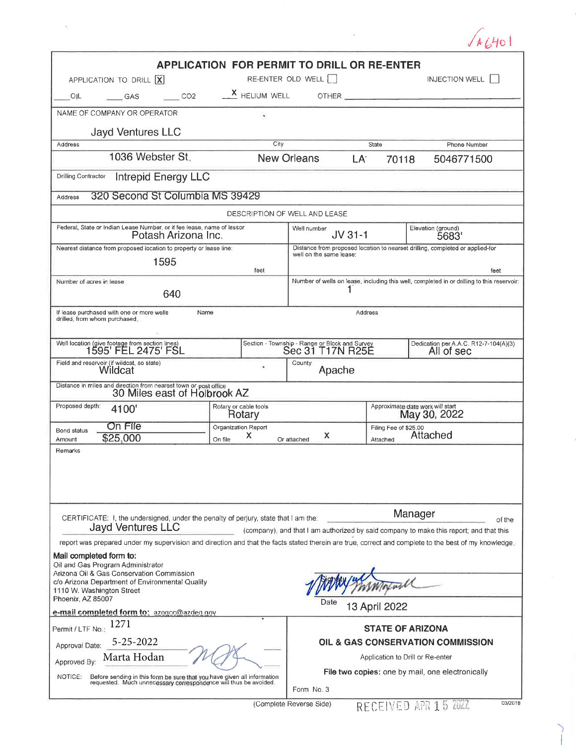√A6401

# APPLICATION FOR PERMIT TO DRILL OR RE-ENTER

APPLICATION TO DRILL [X] RE-ENTER OLD WELL [ ] INJECTION WELL [ ]

___ OIL ___ GAS ___ CO2 _X_ HELIUM WELL OTHER ______

| | | | | |
|---|---|---|---|---|
| NAME OF COMPANY OR OPERATOR: Jayd Ventures LLC | | | | |
| Address: 1036 Webster St. | City: New Orleans | State: LA 70118 | | Phone Number: 5046771500 |
| Drilling Contractor: Intrepid Energy LLC | | | | |
| Address: 320 Second St Columbia MS 39429 | | | | |

**DESCRIPTION OF WELL AND LEASE**

| | | |
|---|---|---|
| Federal, State or Indian Lease Number, or if fee lease, name of lessor: Potash Arizona Inc. | Well number: JV 31-1 | Elevation (ground): 5683' |
| Nearest distance from proposed location to property or lease line: 1595 feet | Distance from proposed location to nearest drilling, completed or applied-for well on the same lease: feet | |
| Number of acres in lease: 640 | Number of wells on lease, including this well, completed in or drilling to this reservoir: 1 | |
| If lease purchased with one or more wells drilled, from whom purchased. Name: | Address: | |
| Well location (give footage from section lines): 1595' FEL 2475' FSL | Section - Township - Range or Block and Survey: Sec 31 T17N R25E | Dedication per A.A.C. R12-7-104(A)(3): All of sec |
| Field and reservoir (if wildcat, so state): Wildcat | County: Apache | |
| Distance in miles and direction from nearest town or post office: 30 Miles east of Holbrook AZ | | |
| Proposed depth: 4100' | Rotary or cable tools: Rotary | Approximate date work will start: May 30, 2022 |
| Bond status: On File / Amount: $25,000 | Organization Report: On file X Or attached X | Filing Fee of $25.00 Attached: Attached |

Remarks

CERTIFICATE: I, the undersigned, under the penalty of perjury, state that I am the: Manager of the Jayd Ventures LLC (company), and that I am authorized by said company to make this report; and that this report was prepared under my supervision and direction and that the facts stated therein are true, correct and complete to the best of my knowledge.

**Mail completed form to:**
Oil and Gas Program Administrator
Arizona Oil & Gas Conservation Commission
c/o Arizona Department of Environmental Quality
1110 W. Washington Street
Phoenix, AZ 85007

**e-mail completed form to:** azogcc@azdeq.gov

Signature: [signature]

Date: 13 April 2022

Permit / LTF No.: 1271

Approval Date: 5-25-2022

Approved By: Marta Hodan [signature]

NOTICE: Before sending in this form be sure that you have given all information requested. Much unnecessary correspondence will thus be avoided.

**STATE OF ARIZONA**
**OIL & GAS CONSERVATION COMMISSION**
Application to Drill or Re-enter
**File two copies:** one by mail, one electronically

Form No. 3

(Complete Reverse Side)

RECEIVED APR 15 2022

03/2018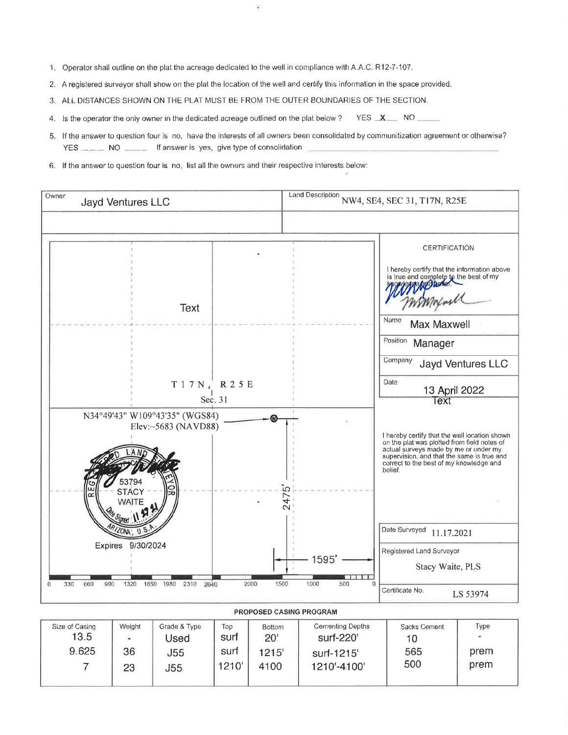1. Operator shall outline on the plat the acreage dedicated to the well in compliance with A.A.C. R12-7-107.
2. A registered surveyor shall show on the plat the location of the well and certify this information in the space provided.
3. ALL DISTANCES SHOWN ON THE PLAT MUST BE FROM THE OUTER BOUNDARIES OF THE SECTION.
4. Is the operator the only owner in the dedicated acreage outlined on the plat below ? YES __X__ NO _____
5. If the answer to question four is no, have the interests of all owners been consolidated by communitization agreement or otherwise? YES _____ NO _____ If answer is yes, give type of consolidation ___________
6. If the answer to question four is no, list all the owners and their respective interests below:

| Owner | Land Description |
|---|---|
| Jayd Ventures LLC | NW4, SE4, SEC 31, T17N, R25E |
| | |

Text

T 1 7 N, R 2 5 E
Sec. 31

N34°49'43" W109°43'35" (WGS84)
Elev:~5683 (NAVD88)

2475'

1595'

REGISTERED LAND SURVEYOR
53794
STACY WAITE
Date Signed 11.17.21
ARIZONA, U.S.A.

Expires 9/30/2024

0 330 660 990 1320 1650 1980 2310 2640 2000 1500 1000 500 0

**CERTIFICATION**

I hereby certify that the information above is true and complete to the best of my knowledge and belief.

Name: Max Maxwell

Position: Manager

Company: Jayd Ventures LLC

Date: 13 April 2022

Text

I hereby certify that the well location shown on the plat was plotted from field notes of actual surveys made by me or under my supervision, and that the same is true and correct to the best of my knowledge and belief.

Date Surveyed: 11.17.2021

Registered Land Surveyor: Stacy Waite, PLS

Certificate No.: LS 53974

**PROPOSED CASING PROGRAM**

| Size of Casing | Weight | Grade & Type | Top | Bottom | Cementing Depths | Sacks Cement | Type |
|---|---|---|---|---|---|---|---|
| 13.5 | - | Used | surf | 20' | surf-220' | 10 | - |
| 9.625 | 36 | J55 | surf | 1215' | surf-1215' | 565 | prem |
| 7 | 23 | J55 | 1210' | 4100 | 1210'-4100' | 500 | prem |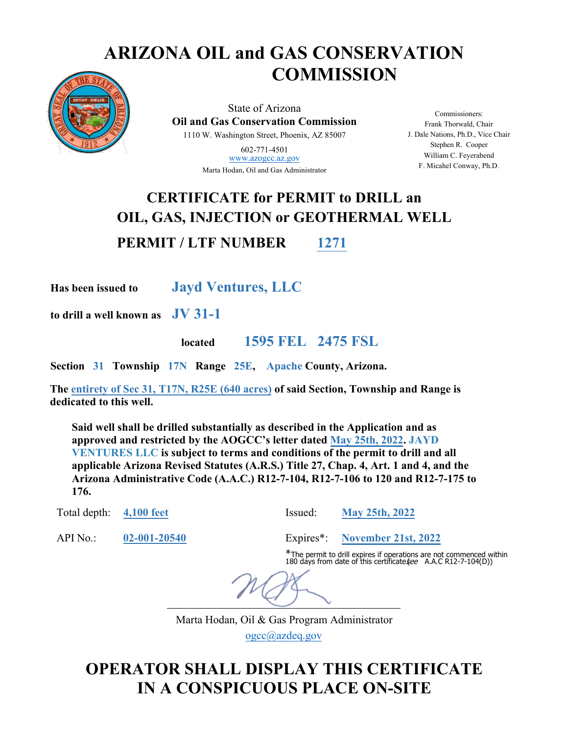# ARIZONA OIL and GAS CONSERVATION COMMISSION

State of Arizona
**Oil and Gas Conservation Commission**
1110 W. Washington Street, Phoenix, AZ 85007
602-771-4501
www.azogcc.az.gov
Marta Hodan, Oil and Gas Administrator

Commissioners:
Frank Thorwald, Chair
J. Dale Nations, Ph.D., Vice Chair
Stephen R. Cooper
William C. Feyerabend
F. Micahel Conway, Ph.D.

## CERTIFICATE for PERMIT to DRILL an OIL, GAS, INJECTION or GEOTHERMAL WELL

## PERMIT / LTF NUMBER 1271

**Has been issued to** **Jayd Ventures, LLC**

**to drill a well known as** **JV 31-1**

**located** **1595 FEL 2475 FSL**

**Section 31 Township 17N Range 25E, Apache County, Arizona.**

**The entirety of Sec 31, T17N, R25E (640 acres) of said Section, Township and Range is dedicated to this well.**

**Said well shall be drilled substantially as described in the Application and as approved and restricted by the AOGCC's letter dated May 25th, 2022. JAYD VENTURES LLC is subject to terms and conditions of the permit to drill and all applicable Arizona Revised Statutes (A.R.S.) Title 27, Chap. 4, Art. 1 and 4, and the Arizona Administrative Code (A.A.C.) R12-7-104, R12-7-106 to 120 and R12-7-175 to 176.**

| | | | |
|---|---|---|---|
| Total depth: | 4,100 feet | Issued: | May 25th, 2022 |
| API No.: | 02-001-20540 | Expires*: | November 21st, 2022 |

*The permit to drill expires if operations are not commenced within 180 days from date of this certificate (*see* A.A.C R12-7-104(D))

Marta Hodan, Oil & Gas Program Administrator
ogcc@azdeq.gov

## OPERATOR SHALL DISPLAY THIS CERTIFICATE IN A CONSPICUOUS PLACE ON-SITE